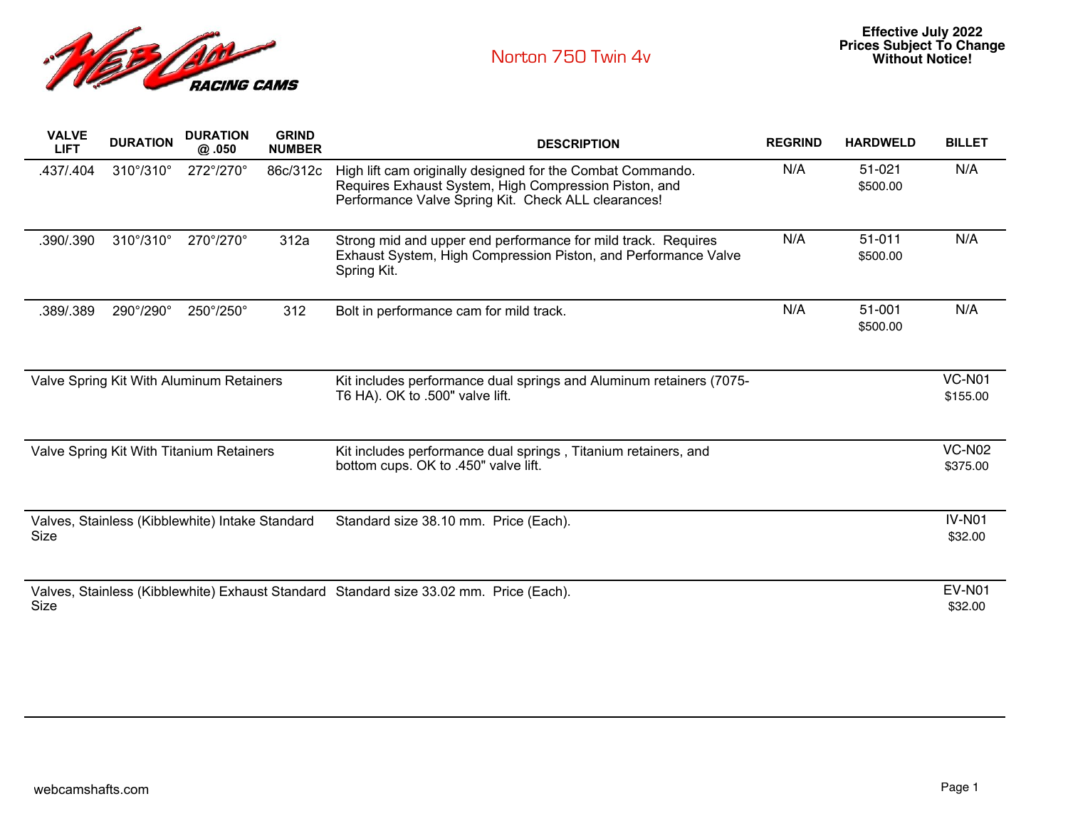# Norton 750 Twin 4v

**Effective July 2022**
**Prices Subject To Change Without Notice!**

| VALVE LIFT | DURATION | DURATION @ .050 | GRIND NUMBER | DESCRIPTION | REGRIND | HARDWELD | BILLET |
|---|---|---|---|---|---|---|---|
| .437/.404 | 310°/310° | 272°/270° | 86c/312c | High lift cam originally designed for the Combat Commando. Requires Exhaust System, High Compression Piston, and Performance Valve Spring Kit. Check ALL clearances! | N/A | 51-021 $500.00 | N/A |
| .390/.390 | 310°/310° | 270°/270° | 312a | Strong mid and upper end performance for mild track. Requires Exhaust System, High Compression Piston, and Performance Valve Spring Kit. | N/A | 51-011 $500.00 | N/A |
| .389/.389 | 290°/290° | 250°/250° | 312 | Bolt in performance cam for mild track. | N/A | 51-001 $500.00 | N/A |
| Valve Spring Kit With Aluminum Retainers | | | | Kit includes performance dual springs and Aluminum retainers (7075-T6 HA). OK to .500" valve lift. | | | VC-N01 $155.00 |
| Valve Spring Kit With Titanium Retainers | | | | Kit includes performance dual springs , Titanium retainers, and bottom cups. OK to .450" valve lift. | | | VC-N02 $375.00 |
| Valves, Stainless (Kibblewhite) Intake Standard Size | | | | Standard size 38.10 mm. Price (Each). | | | IV-N01 $32.00 |
| Valves, Stainless (Kibblewhite) Exhaust Standard Size | | | | Standard size 33.02 mm. Price (Each). | | | EV-N01 $32.00 |

webcamshafts.com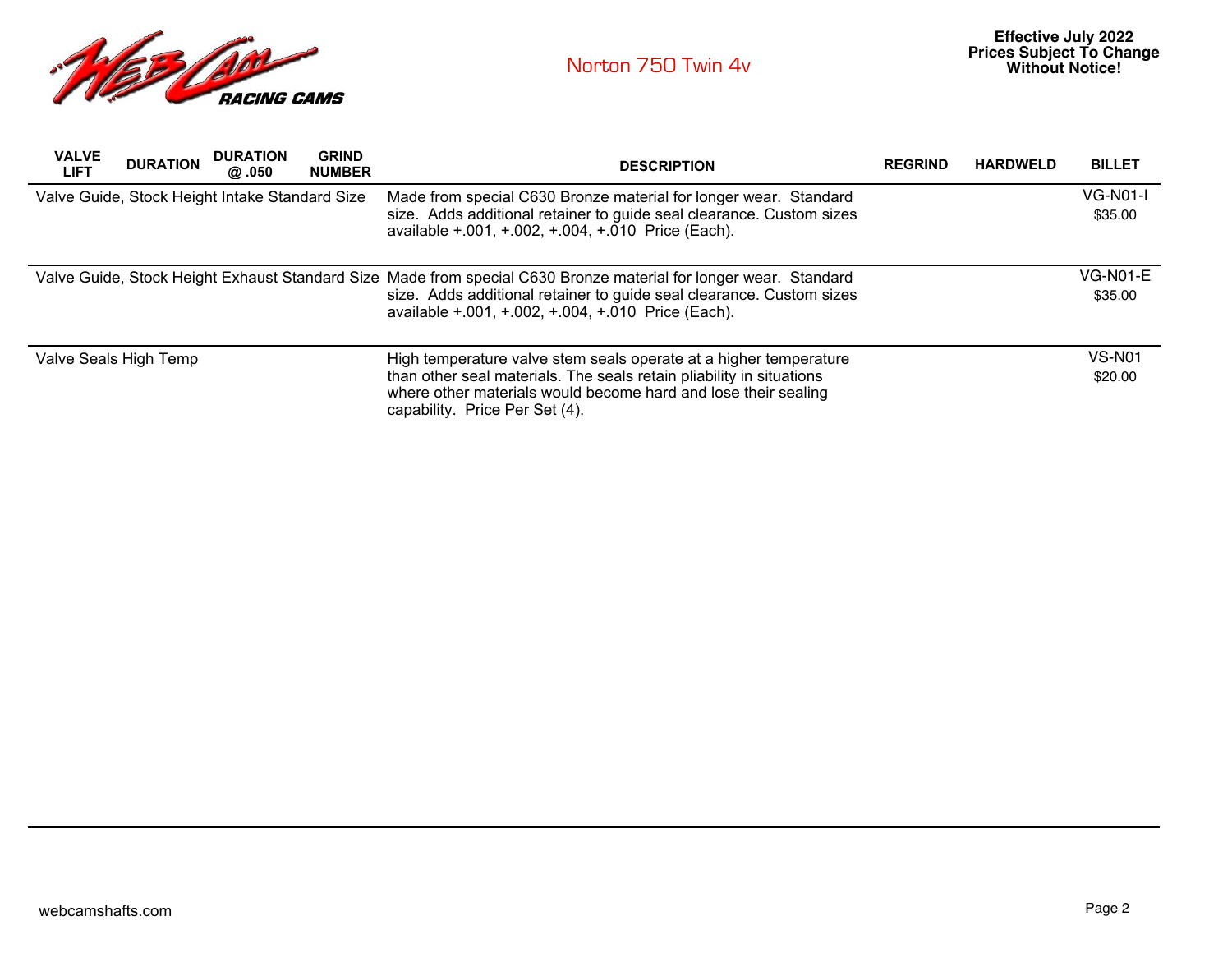# Norton 750 Twin 4v

**Effective July 2022**
**Prices Subject To Change Without Notice!**

| VALVE LIFT | DURATION | DURATION @ .050 | GRIND NUMBER | DESCRIPTION | REGRIND | HARDWELD | BILLET |
|---|---|---|---|---|---|---|---|
| Valve Guide, Stock Height Intake Standard Size | | | | Made from special C630 Bronze material for longer wear. Standard size. Adds additional retainer to guide seal clearance. Custom sizes available +.001, +.002, +.004, +.010 Price (Each). | | | VG-N01-I $35.00 |
| Valve Guide, Stock Height Exhaust Standard Size | | | | Made from special C630 Bronze material for longer wear. Standard size. Adds additional retainer to guide seal clearance. Custom sizes available +.001, +.002, +.004, +.010 Price (Each). | | | VG-N01-E $35.00 |
| Valve Seals High Temp | | | | High temperature valve stem seals operate at a higher temperature than other seal materials. The seals retain pliability in situations where other materials would become hard and lose their sealing capability. Price Per Set (4). | | | VS-N01 $20.00 |

webcamshafts.com